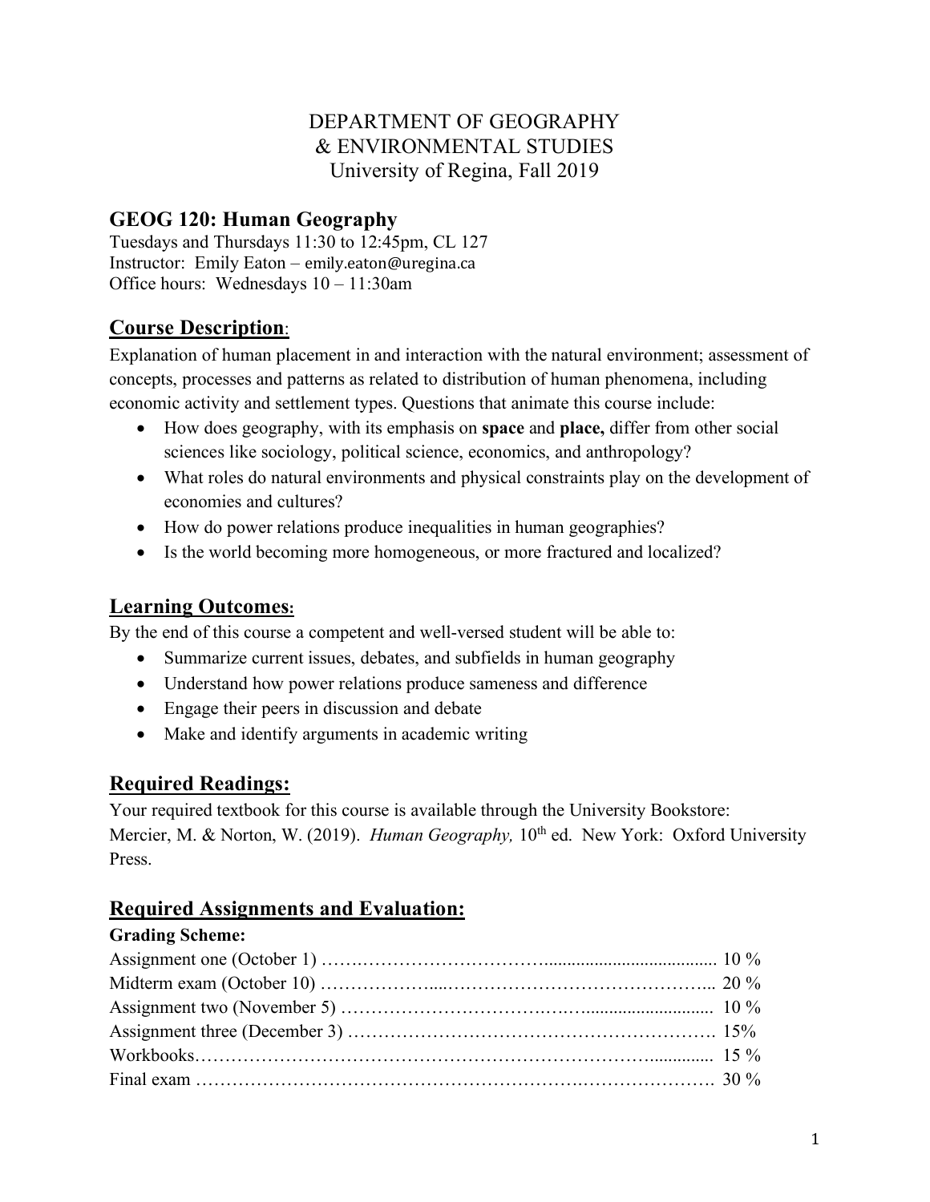DEPARTMENT OF GEOGRAPHY
& ENVIRONMENTAL STUDIES
University of Regina, Fall 2019

## GEOG 120: Human Geography

Tuesdays and Thursdays 11:30 to 12:45pm, CL 127
Instructor: Emily Eaton – emily.eaton@uregina.ca
Office hours: Wednesdays 10 – 11:30am

## Course Description:

Explanation of human placement in and interaction with the natural environment; assessment of concepts, processes and patterns as related to distribution of human phenomena, including economic activity and settlement types. Questions that animate this course include:

- How does geography, with its emphasis on **space** and **place,** differ from other social sciences like sociology, political science, economics, and anthropology?
- What roles do natural environments and physical constraints play on the development of economies and cultures?
- How do power relations produce inequalities in human geographies?
- Is the world becoming more homogeneous, or more fractured and localized?

## Learning Outcomes:

By the end of this course a competent and well-versed student will be able to:

- Summarize current issues, debates, and subfields in human geography
- Understand how power relations produce sameness and difference
- Engage their peers in discussion and debate
- Make and identify arguments in academic writing

## Required Readings:

Your required textbook for this course is available through the University Bookstore:
Mercier, M. & Norton, W. (2019). *Human Geography,* 10th ed. New York: Oxford University Press.

## Required Assignments and Evaluation:

**Grading Scheme:**

| | |
|---|---|
| Assignment one (October 1) | 10 % |
| Midterm exam (October 10) | 20 % |
| Assignment two (November 5) | 10 % |
| Assignment three (December 3) | 15% |
| Workbooks | 15 % |
| Final exam | 30 % |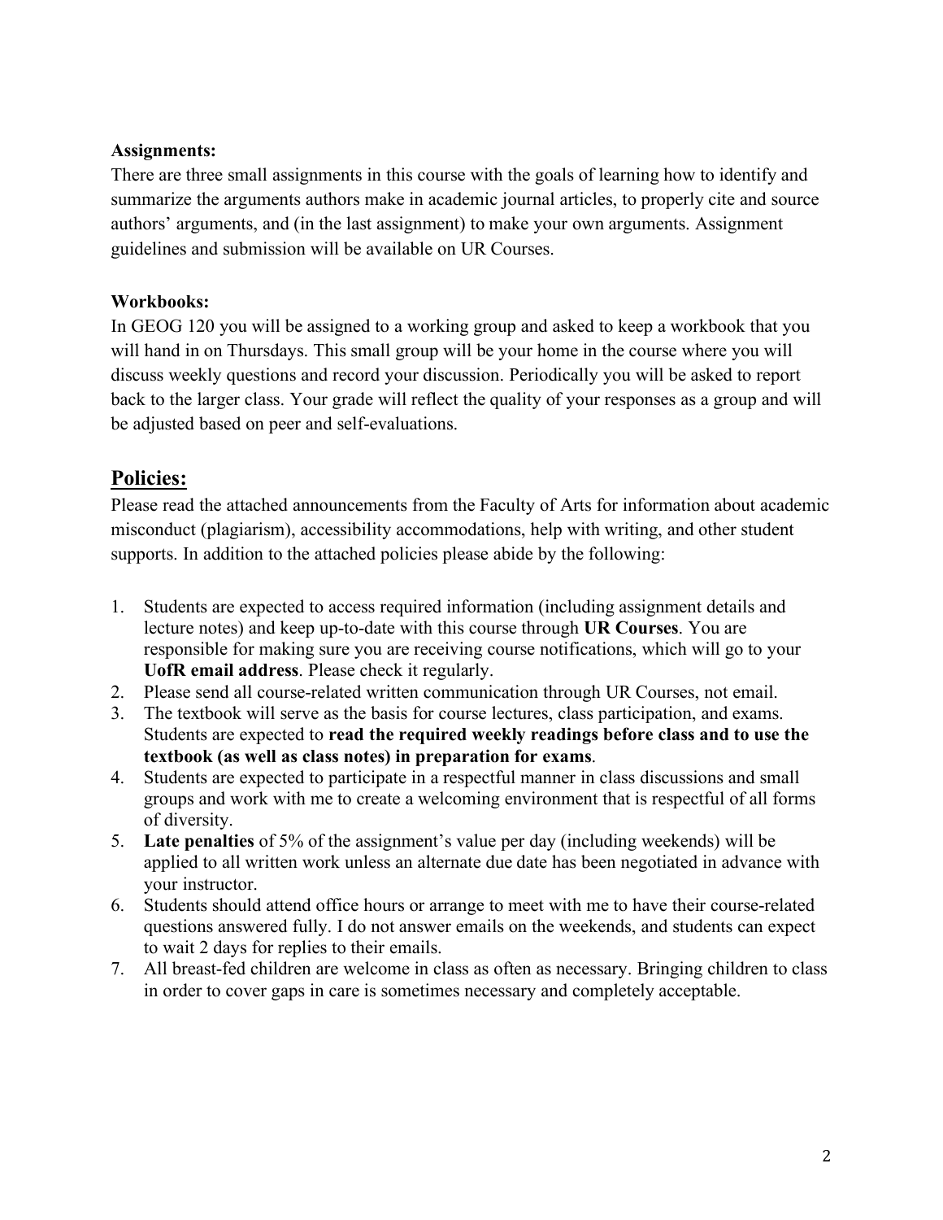**Assignments:**
There are three small assignments in this course with the goals of learning how to identify and summarize the arguments authors make in academic journal articles, to properly cite and source authors' arguments, and (in the last assignment) to make your own arguments. Assignment guidelines and submission will be available on UR Courses.

**Workbooks:**
In GEOG 120 you will be assigned to a working group and asked to keep a workbook that you will hand in on Thursdays. This small group will be your home in the course where you will discuss weekly questions and record your discussion. Periodically you will be asked to report back to the larger class. Your grade will reflect the quality of your responses as a group and will be adjusted based on peer and self-evaluations.

## Policies:

Please read the attached announcements from the Faculty of Arts for information about academic misconduct (plagiarism), accessibility accommodations, help with writing, and other student supports. In addition to the attached policies please abide by the following:

1. Students are expected to access required information (including assignment details and lecture notes) and keep up-to-date with this course through **UR Courses**. You are responsible for making sure you are receiving course notifications, which will go to your **UofR email address**. Please check it regularly.
2. Please send all course-related written communication through UR Courses, not email.
3. The textbook will serve as the basis for course lectures, class participation, and exams. Students are expected to **read the required weekly readings before class and to use the textbook (as well as class notes) in preparation for exams**.
4. Students are expected to participate in a respectful manner in class discussions and small groups and work with me to create a welcoming environment that is respectful of all forms of diversity.
5. **Late penalties** of 5% of the assignment's value per day (including weekends) will be applied to all written work unless an alternate due date has been negotiated in advance with your instructor.
6. Students should attend office hours or arrange to meet with me to have their course-related questions answered fully. I do not answer emails on the weekends, and students can expect to wait 2 days for replies to their emails.
7. All breast-fed children are welcome in class as often as necessary. Bringing children to class in order to cover gaps in care is sometimes necessary and completely acceptable.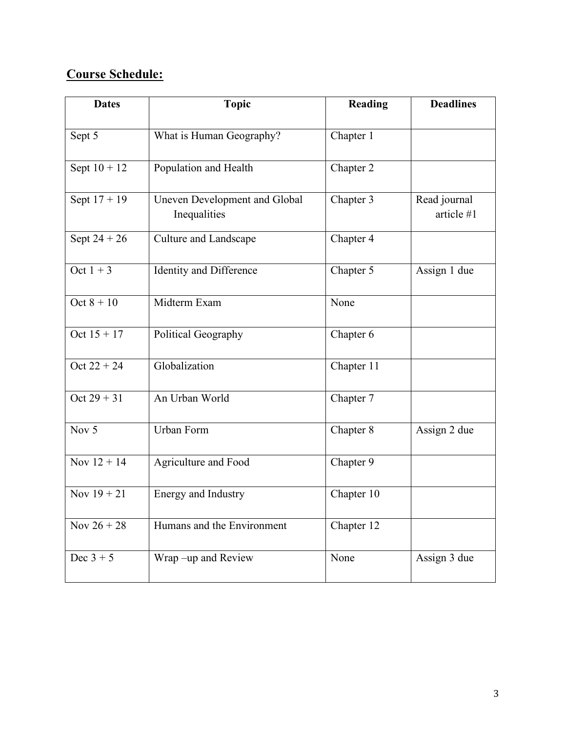## Course Schedule:

| Dates | Topic | Reading | Deadlines |
|---|---|---|---|
| Sept 5 | What is Human Geography? | Chapter 1 | |
| Sept 10 + 12 | Population and Health | Chapter 2 | |
| Sept 17 + 19 | Uneven Development and Global Inequalities | Chapter 3 | Read journal article #1 |
| Sept 24 + 26 | Culture and Landscape | Chapter 4 | |
| Oct 1 + 3 | Identity and Difference | Chapter 5 | Assign 1 due |
| Oct 8 + 10 | Midterm Exam | None | |
| Oct 15 + 17 | Political Geography | Chapter 6 | |
| Oct 22 + 24 | Globalization | Chapter 11 | |
| Oct 29 + 31 | An Urban World | Chapter 7 | |
| Nov 5 | Urban Form | Chapter 8 | Assign 2 due |
| Nov 12 + 14 | Agriculture and Food | Chapter 9 | |
| Nov 19 + 21 | Energy and Industry | Chapter 10 | |
| Nov 26 + 28 | Humans and the Environment | Chapter 12 | |
| Dec 3 + 5 | Wrap –up and Review | None | Assign 3 due |